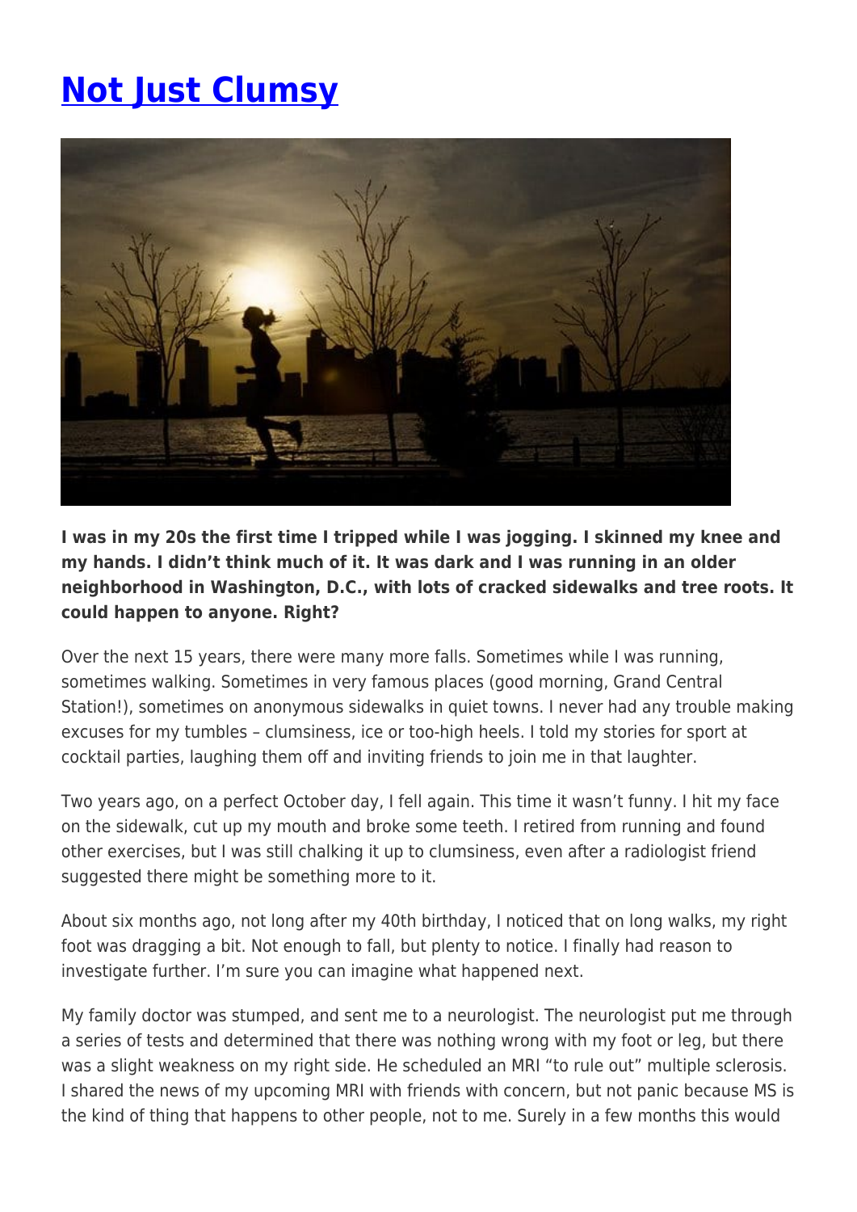# [Not Just Clumsy]

**I was in my 20s the first time I tripped while I was jogging. I skinned my knee and my hands. I didn't think much of it. It was dark and I was running in an older neighborhood in Washington, D.C., with lots of cracked sidewalks and tree roots. It could happen to anyone. Right?**

Over the next 15 years, there were many more falls. Sometimes while I was running, sometimes walking. Sometimes in very famous places (good morning, Grand Central Station!), sometimes on anonymous sidewalks in quiet towns. I never had any trouble making excuses for my tumbles – clumsiness, ice or too-high heels. I told my stories for sport at cocktail parties, laughing them off and inviting friends to join me in that laughter.

Two years ago, on a perfect October day, I fell again. This time it wasn't funny. I hit my face on the sidewalk, cut up my mouth and broke some teeth. I retired from running and found other exercises, but I was still chalking it up to clumsiness, even after a radiologist friend suggested there might be something more to it.

About six months ago, not long after my 40th birthday, I noticed that on long walks, my right foot was dragging a bit. Not enough to fall, but plenty to notice. I finally had reason to investigate further. I'm sure you can imagine what happened next.

My family doctor was stumped, and sent me to a neurologist. The neurologist put me through a series of tests and determined that there was nothing wrong with my foot or leg, but there was a slight weakness on my right side. He scheduled an MRI "to rule out" multiple sclerosis. I shared the news of my upcoming MRI with friends with concern, but not panic because MS is the kind of thing that happens to other people, not to me. Surely in a few months this would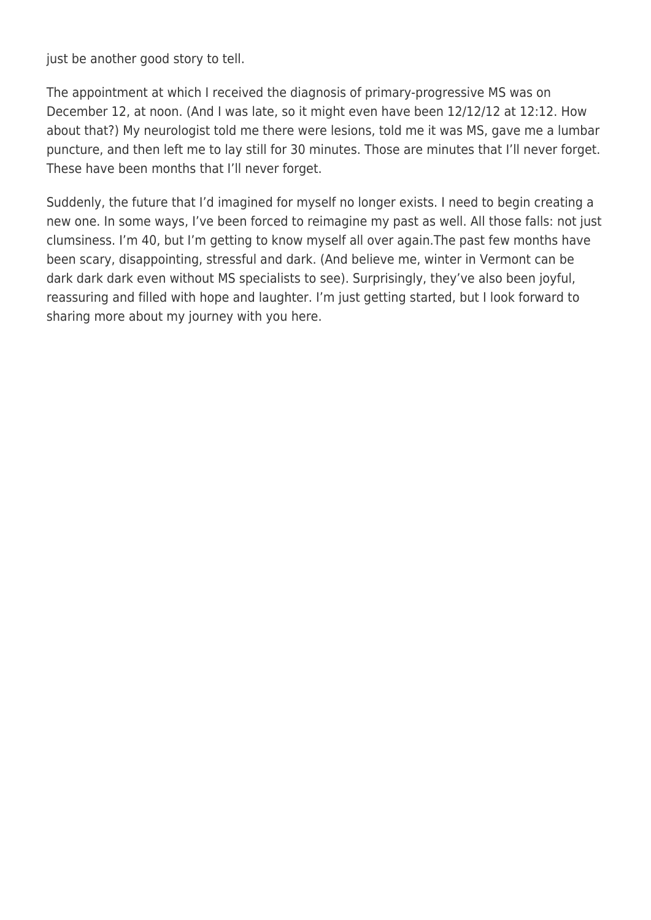just be another good story to tell.

The appointment at which I received the diagnosis of primary-progressive MS was on December 12, at noon. (And I was late, so it might even have been 12/12/12 at 12:12. How about that?) My neurologist told me there were lesions, told me it was MS, gave me a lumbar puncture, and then left me to lay still for 30 minutes. Those are minutes that I'll never forget. These have been months that I'll never forget.

Suddenly, the future that I'd imagined for myself no longer exists. I need to begin creating a new one. In some ways, I've been forced to reimagine my past as well. All those falls: not just clumsiness. I'm 40, but I'm getting to know myself all over again.The past few months have been scary, disappointing, stressful and dark. (And believe me, winter in Vermont can be dark dark dark even without MS specialists to see). Surprisingly, they've also been joyful, reassuring and filled with hope and laughter. I'm just getting started, but I look forward to sharing more about my journey with you here.